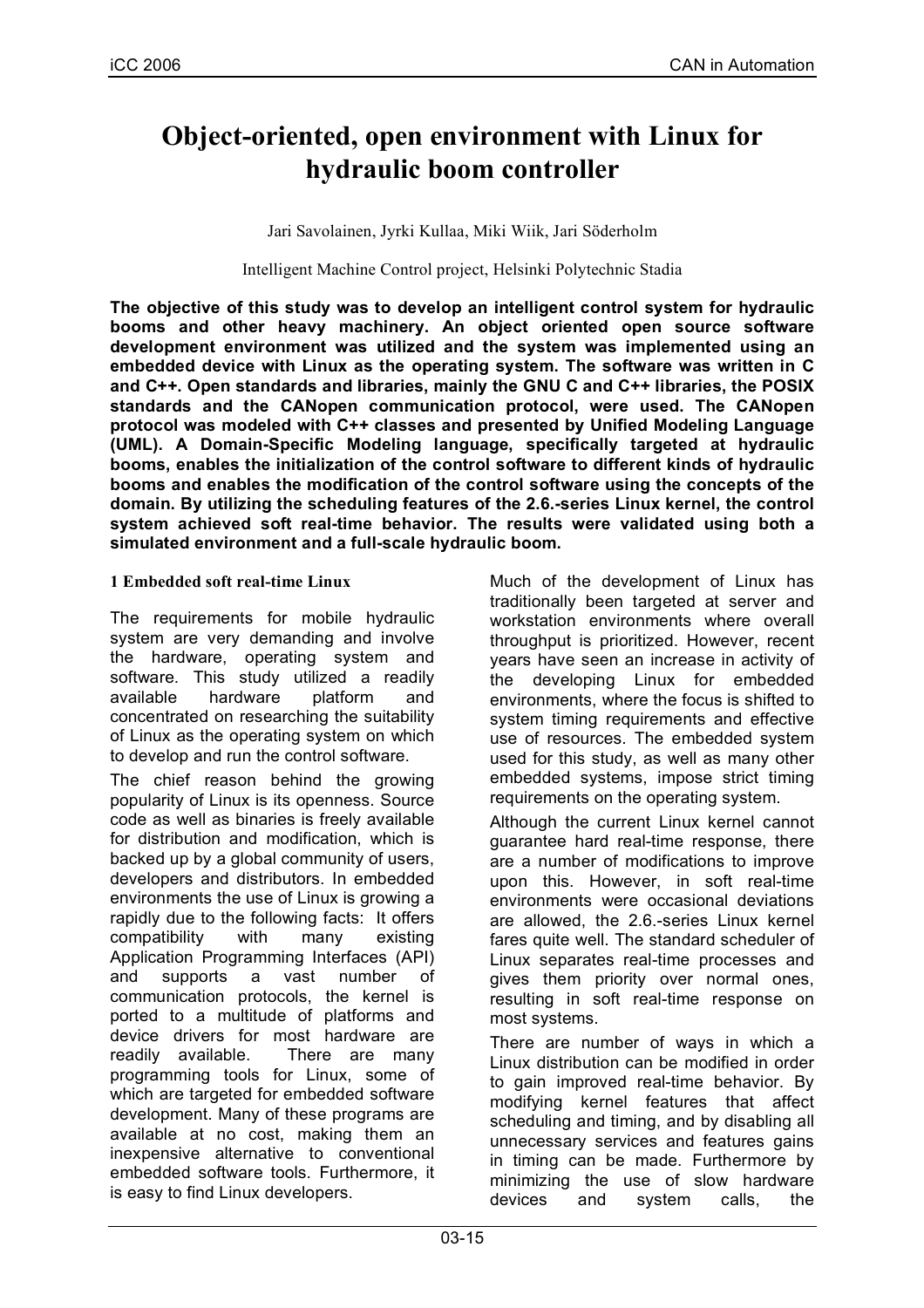# Object-oriented, open environment with Linux for hydraulic boom controller

Jari Savolainen, Jyrki Kullaa, Miki Wiik, Jari Söderholm

Intelligent Machine Control project, Helsinki Polytechnic Stadia

**The objective of this study was to develop an intelligent control system for hydraulic booms and other heavy machinery. An object oriented open source software development environment was utilized and the system was implemented using an embedded device with Linux as the operating system. The software was written in C and C++. Open standards and libraries, mainly the GNU C and C++ libraries, the POSIX standards and the CANopen communication protocol, were used. The CANopen protocol was modeled with C++ classes and presented by Unified Modeling Language (UML). A Domain-Specific Modeling language, specifically targeted at hydraulic booms, enables the initialization of the control software to different kinds of hydraulic booms and enables the modification of the control software using the concepts of the domain. By utilizing the scheduling features of the 2.6.-series Linux kernel, the control system achieved soft real-time behavior. The results were validated using both a simulated environment and a full-scale hydraulic boom.**

## 1 Embedded soft real-time Linux

The requirements for mobile hydraulic system are very demanding and involve the hardware, operating system and software. This study utilized a readily available hardware platform and concentrated on researching the suitability of Linux as the operating system on which to develop and run the control software.

The chief reason behind the growing popularity of Linux is its openness. Source code as well as binaries is freely available for distribution and modification, which is backed up by a global community of users, developers and distributors. In embedded environments the use of Linux is growing a rapidly due to the following facts: It offers compatibility with many existing Application Programming Interfaces (API) and supports a vast number of communication protocols, the kernel is ported to a multitude of platforms and device drivers for most hardware are readily available. There are many programming tools for Linux, some of which are targeted for embedded software development. Many of these programs are available at no cost, making them an inexpensive alternative to conventional embedded software tools. Furthermore, it is easy to find Linux developers.

Much of the development of Linux has traditionally been targeted at server and workstation environments where overall throughput is prioritized. However, recent years have seen an increase in activity of the developing Linux for embedded environments, where the focus is shifted to system timing requirements and effective use of resources. The embedded system used for this study, as well as many other embedded systems, impose strict timing requirements on the operating system.

Although the current Linux kernel cannot guarantee hard real-time response, there are a number of modifications to improve upon this. However, in soft real-time environments were occasional deviations are allowed, the 2.6.-series Linux kernel fares quite well. The standard scheduler of Linux separates real-time processes and gives them priority over normal ones, resulting in soft real-time response on most systems.

There are number of ways in which a Linux distribution can be modified in order to gain improved real-time behavior. By modifying kernel features that affect scheduling and timing, and by disabling all unnecessary services and features gains in timing can be made. Furthermore by minimizing the use of slow hardware devices and system calls, the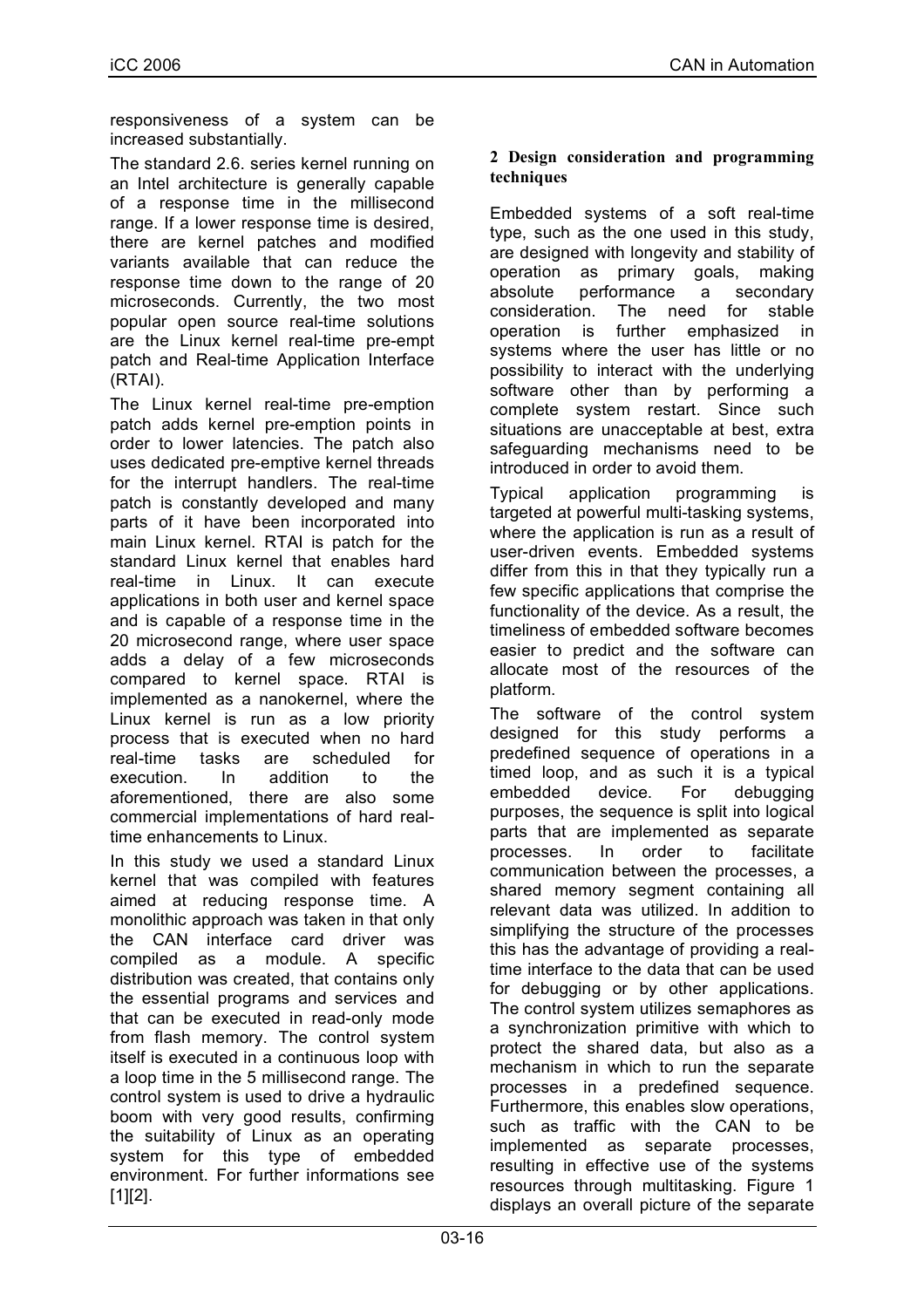responsiveness of a system can be increased substantially.

The standard 2.6. series kernel running on an Intel architecture is generally capable of a response time in the millisecond range. If a lower response time is desired, there are kernel patches and modified variants available that can reduce the response time down to the range of 20 microseconds. Currently, the two most popular open source real-time solutions are the Linux kernel real-time pre-empt patch and Real-time Application Interface (RTAI).

The Linux kernel real-time pre-emption patch adds kernel pre-emption points in order to lower latencies. The patch also uses dedicated pre-emptive kernel threads for the interrupt handlers. The real-time patch is constantly developed and many parts of it have been incorporated into main Linux kernel. RTAI is patch for the standard Linux kernel that enables hard real-time in Linux. It can execute applications in both user and kernel space and is capable of a response time in the 20 microsecond range, where user space adds a delay of a few microseconds compared to kernel space. RTAI is implemented as a nanokernel, where the Linux kernel is run as a low priority process that is executed when no hard real-time tasks are scheduled for execution. In addition to the aforementioned, there are also some commercial implementations of hard real-time enhancements to Linux.

In this study we used a standard Linux kernel that was compiled with features aimed at reducing response time. A monolithic approach was taken in that only the CAN interface card driver was compiled as a module. A specific distribution was created, that contains only the essential programs and services and that can be executed in read-only mode from flash memory. The control system itself is executed in a continuous loop with a loop time in the 5 millisecond range. The control system is used to drive a hydraulic boom with very good results, confirming the suitability of Linux as an operating system for this type of embedded environment. For further informations see [1][2].

## 2 Design consideration and programming techniques

Embedded systems of a soft real-time type, such as the one used in this study, are designed with longevity and stability of operation as primary goals, making absolute performance a secondary consideration. The need for stable operation is further emphasized in systems where the user has little or no possibility to interact with the underlying software other than by performing a complete system restart. Since such situations are unacceptable at best, extra safeguarding mechanisms need to be introduced in order to avoid them.

Typical application programming is targeted at powerful multi-tasking systems, where the application is run as a result of user-driven events. Embedded systems differ from this in that they typically run a few specific applications that comprise the functionality of the device. As a result, the timeliness of embedded software becomes easier to predict and the software can allocate most of the resources of the platform.

The software of the control system designed for this study performs a predefined sequence of operations in a timed loop, and as such it is a typical embedded device. For debugging purposes, the sequence is split into logical parts that are implemented as separate processes. In order to facilitate communication between the processes, a shared memory segment containing all relevant data was utilized. In addition to simplifying the structure of the processes this has the advantage of providing a real-time interface to the data that can be used for debugging or by other applications. The control system utilizes semaphores as a synchronization primitive with which to protect the shared data, but also as a mechanism in which to run the separate processes in a predefined sequence. Furthermore, this enables slow operations, such as traffic with the CAN to be implemented as separate processes, resulting in effective use of the systems resources through multitasking. Figure 1 displays an overall picture of the separate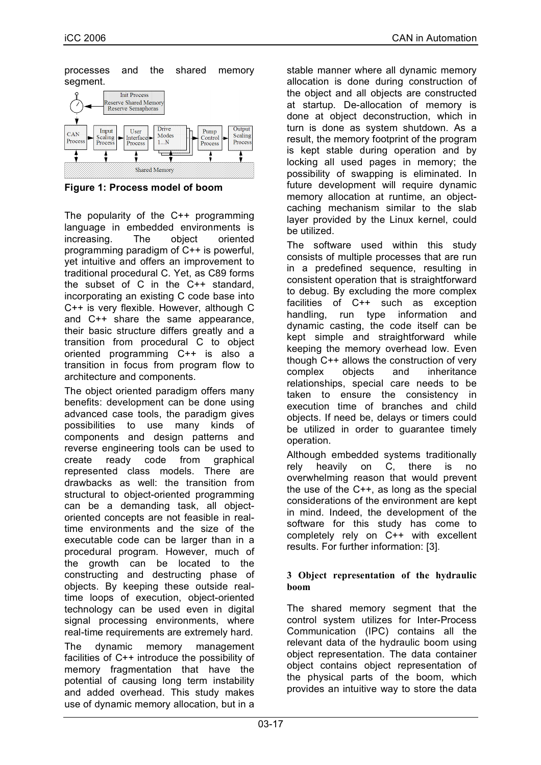processes and the shared memory segment.

**Figure 1: Process model of boom**

The popularity of the C++ programming language in embedded environments is increasing. The object oriented programming paradigm of C++ is powerful, yet intuitive and offers an improvement to traditional procedural C. Yet, as C89 forms the subset of C in the C++ standard, incorporating an existing C code base into C++ is very flexible. However, although C and C++ share the same appearance, their basic structure differs greatly and a transition from procedural C to object oriented programming C++ is also a transition in focus from program flow to architecture and components.

The object oriented paradigm offers many benefits: development can be done using advanced case tools, the paradigm gives possibilities to use many kinds of components and design patterns and reverse engineering tools can be used to create ready code from graphical represented class models. There are drawbacks as well: the transition from structural to object-oriented programming can be a demanding task, all object-oriented concepts are not feasible in real-time environments and the size of the executable code can be larger than in a procedural program. However, much of the growth can be located to the constructing and destructing phase of objects. By keeping these outside real-time loops of execution, object-oriented technology can be used even in digital signal processing environments, where real-time requirements are extremely hard.

The dynamic memory management facilities of C++ introduce the possibility of memory fragmentation that have the potential of causing long term instability and added overhead. This study makes use of dynamic memory allocation, but in a stable manner where all dynamic memory allocation is done during construction of the object and all objects are constructed at startup. De-allocation of memory is done at object deconstruction, which in turn is done as system shutdown. As a result, the memory footprint of the program is kept stable during operation and by locking all used pages in memory; the possibility of swapping is eliminated. In future development will require dynamic memory allocation at runtime, an object-caching mechanism similar to the slab layer provided by the Linux kernel, could be utilized.

The software used within this study consists of multiple processes that are run in a predefined sequence, resulting in consistent operation that is straightforward to debug. By excluding the more complex facilities of C++ such as exception handling, run type information and dynamic casting, the code itself can be kept simple and straightforward while keeping the memory overhead low. Even though C++ allows the construction of very complex objects and inheritance relationships, special care needs to be taken to ensure the consistency in execution time of branches and child objects. If need be, delays or timers could be utilized in order to guarantee timely operation.

Although embedded systems traditionally rely heavily on C, there is no overwhelming reason that would prevent the use of the C++, as long as the special considerations of the environment are kept in mind. Indeed, the development of the software for this study has come to completely rely on C++ with excellent results. For further information: [3].

## 3 Object representation of the hydraulic boom

The shared memory segment that the control system utilizes for Inter-Process Communication (IPC) contains all the relevant data of the hydraulic boom using object representation. The data container object contains object representation of the physical parts of the boom, which provides an intuitive way to store the data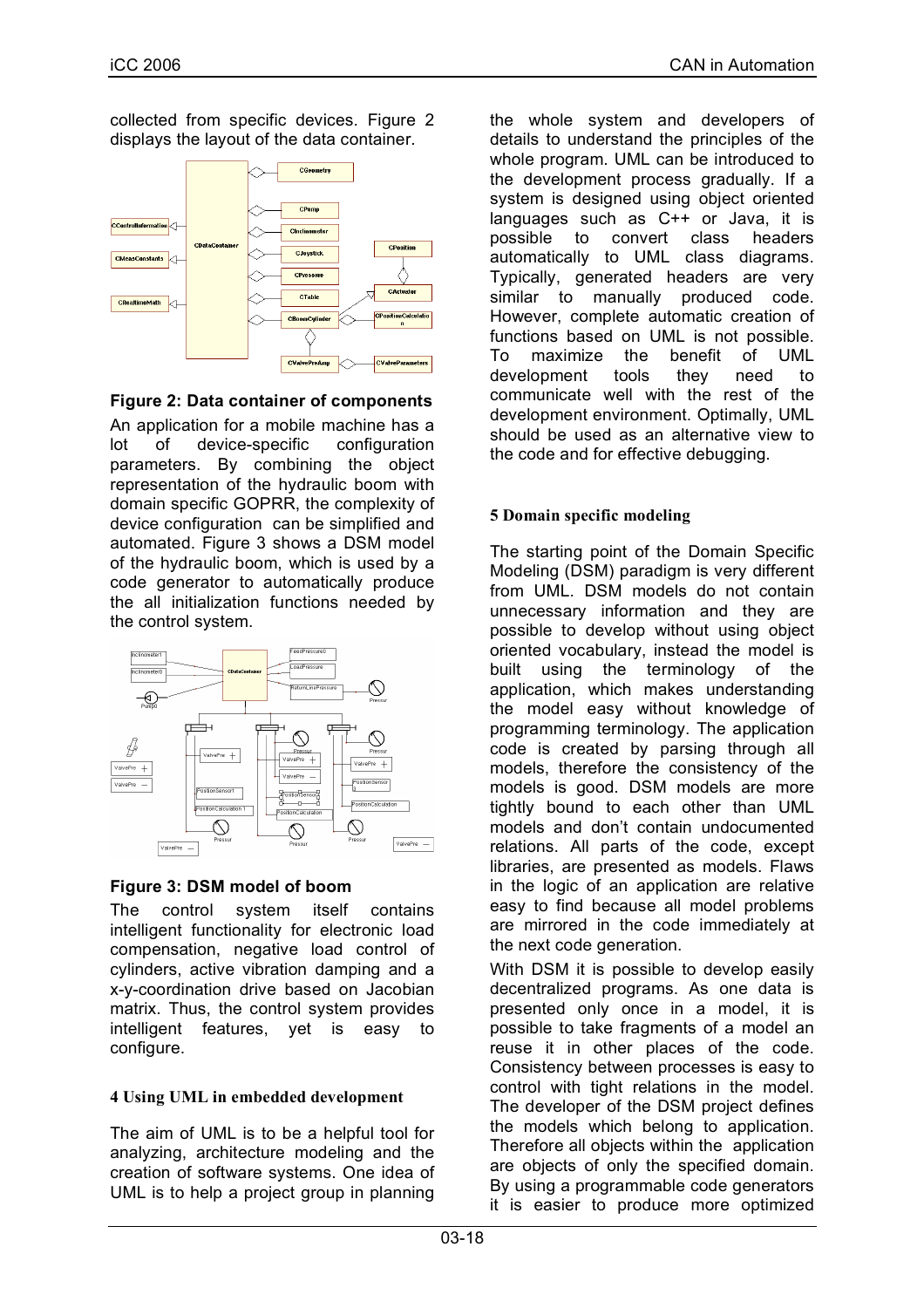collected from specific devices. Figure 2 displays the layout of the data container.

**Figure 2: Data container of components**

An application for a mobile machine has a lot of device-specific configuration parameters. By combining the object representation of the hydraulic boom with domain specific GOPRR, the complexity of device configuration can be simplified and automated. Figure 3 shows a DSM model of the hydraulic boom, which is used by a code generator to automatically produce the all initialization functions needed by the control system.

**Figure 3: DSM model of boom**

The control system itself contains intelligent functionality for electronic load compensation, negative load control of cylinders, active vibration damping and a x-y-coordination drive based on Jacobian matrix. Thus, the control system provides intelligent features, yet is easy to configure.

## 4 Using UML in embedded development

The aim of UML is to be a helpful tool for analyzing, architecture modeling and the creation of software systems. One idea of UML is to help a project group in planning the whole system and developers of details to understand the principles of the whole program. UML can be introduced to the development process gradually. If a system is designed using object oriented languages such as C++ or Java, it is possible to convert class headers automatically to UML class diagrams. Typically, generated headers are very similar to manually produced code. However, complete automatic creation of functions based on UML is not possible. To maximize the benefit of UML development tools they need to communicate well with the rest of the development environment. Optimally, UML should be used as an alternative view to the code and for effective debugging.

## 5 Domain specific modeling

The starting point of the Domain Specific Modeling (DSM) paradigm is very different from UML. DSM models do not contain unnecessary information and they are possible to develop without using object oriented vocabulary, instead the model is built using the terminology of the application, which makes understanding the model easy without knowledge of programming terminology. The application code is created by parsing through all models, therefore the consistency of the models is good. DSM models are more tightly bound to each other than UML models and don't contain undocumented relations. All parts of the code, except libraries, are presented as models. Flaws in the logic of an application are relative easy to find because all model problems are mirrored in the code immediately at the next code generation.

With DSM it is possible to develop easily decentralized programs. As one data is presented only once in a model, it is possible to take fragments of a model an reuse it in other places of the code. Consistency between processes is easy to control with tight relations in the model. The developer of the DSM project defines the models which belong to application. Therefore all objects within the application are objects of only the specified domain. By using a programmable code generators it is easier to produce more optimized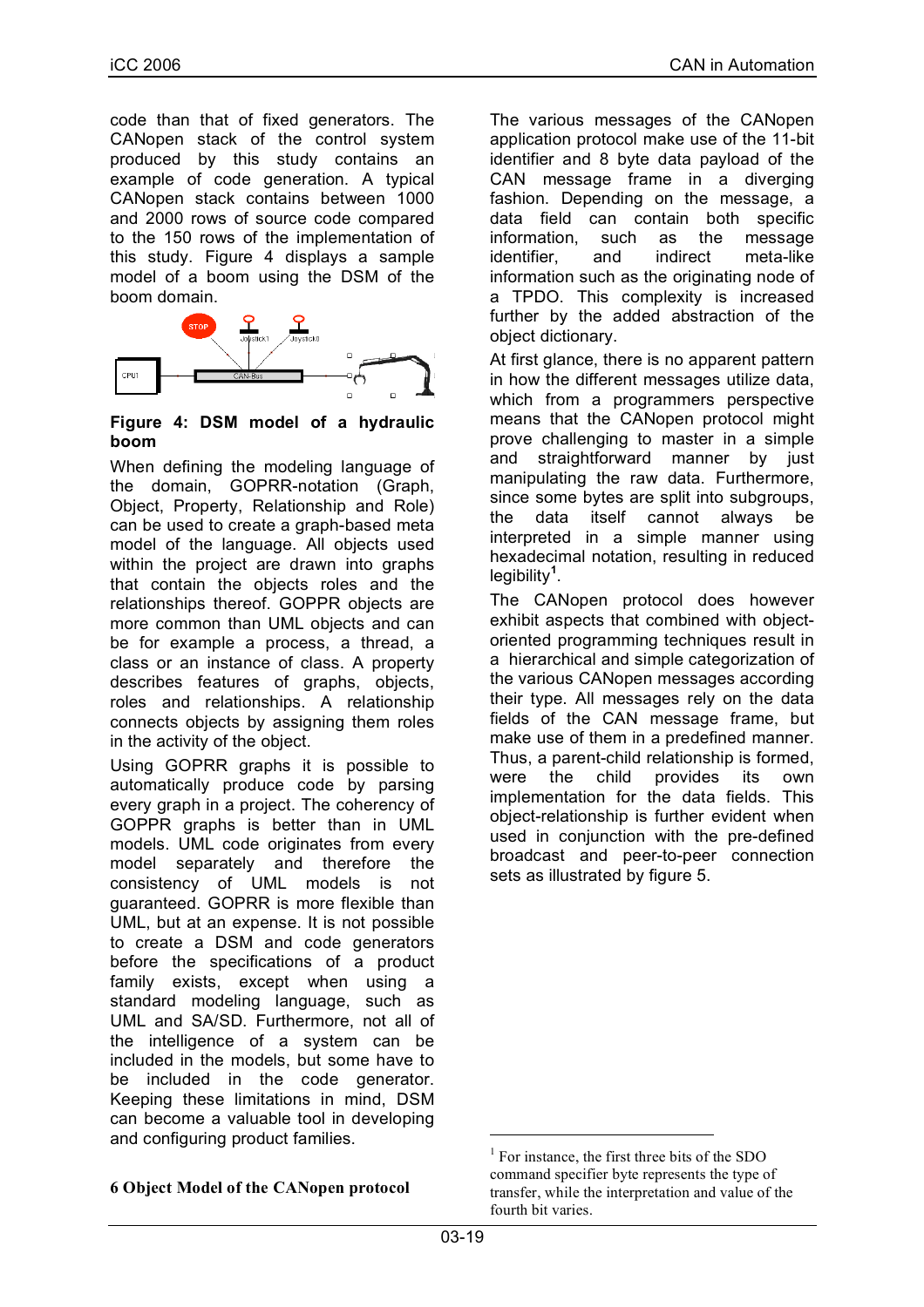code than that of fixed generators. The CANopen stack of the control system produced by this study contains an example of code generation. A typical CANopen stack contains between 1000 and 2000 rows of source code compared to the 150 rows of the implementation of this study. Figure 4 displays a sample model of a boom using the DSM of the boom domain.

**Figure 4: DSM model of a hydraulic boom**

When defining the modeling language of the domain, GOPRR-notation (Graph, Object, Property, Relationship and Role) can be used to create a graph-based meta model of the language. All objects used within the project are drawn into graphs that contain the objects roles and the relationships thereof. GOPPR objects are more common than UML objects and can be for example a process, a thread, a class or an instance of class. A property describes features of graphs, objects, roles and relationships. A relationship connects objects by assigning them roles in the activity of the object.

Using GOPRR graphs it is possible to automatically produce code by parsing every graph in a project. The coherency of GOPPR graphs is better than in UML models. UML code originates from every model separately and therefore the consistency of UML models is not guaranteed. GOPRR is more flexible than UML, but at an expense. It is not possible to create a DSM and code generators before the specifications of a product family exists, except when using a standard modeling language, such as UML and SA/SD. Furthermore, not all of the intelligence of a system can be included in the models, but some have to be included in the code generator. Keeping these limitations in mind, DSM can become a valuable tool in developing and configuring product families.

## 6 Object Model of the CANopen protocol

The various messages of the CANopen application protocol make use of the 11-bit identifier and 8 byte data payload of the CAN message frame in a diverging fashion. Depending on the message, a data field can contain both specific information, such as the message identifier, and indirect meta-like information such as the originating node of a TPDO. This complexity is increased further by the added abstraction of the object dictionary.

At first glance, there is no apparent pattern in how the different messages utilize data, which from a programmers perspective means that the CANopen protocol might prove challenging to master in a simple and straightforward manner by just manipulating the raw data. Furthermore, since some bytes are split into subgroups, the data itself cannot always be interpreted in a simple manner using hexadecimal notation, resulting in reduced legibility[1].

The CANopen protocol does however exhibit aspects that combined with object-oriented programming techniques result in a hierarchical and simple categorization of the various CANopen messages according their type. All messages rely on the data fields of the CAN message frame, but make use of them in a predefined manner. Thus, a parent-child relationship is formed, were the child provides its own implementation for the data fields. This object-relationship is further evident when used in conjunction with the pre-defined broadcast and peer-to-peer connection sets as illustrated by figure 5.

[1] For instance, the first three bits of the SDO command specifier byte represents the type of transfer, while the interpretation and value of the fourth bit varies.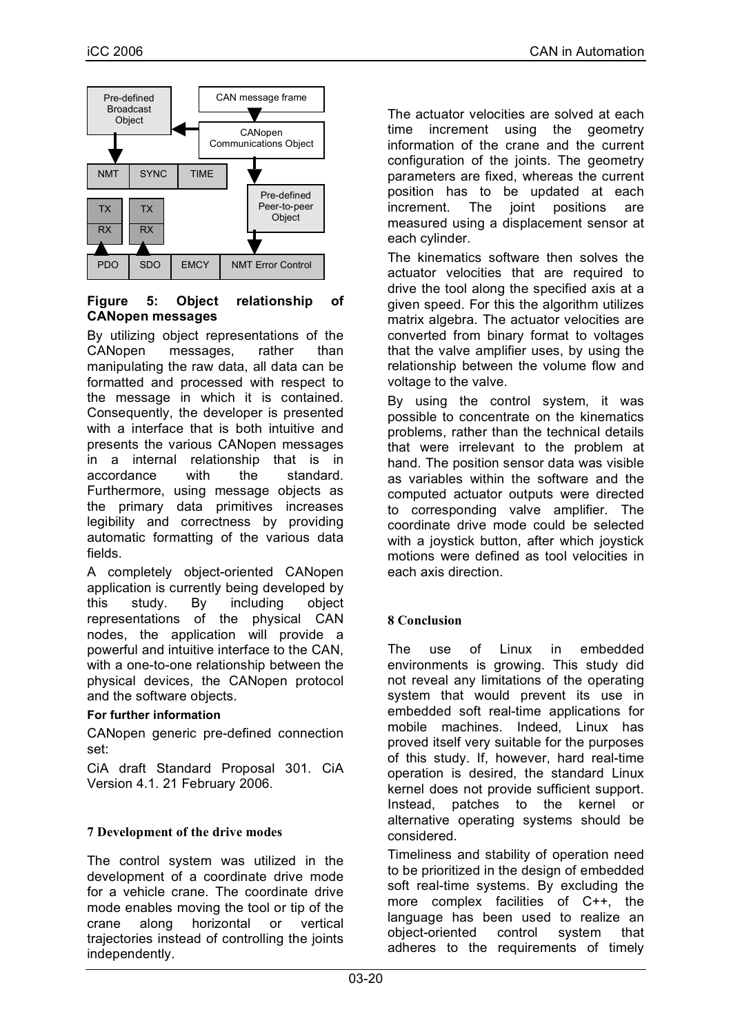**Figure 5: Object relationship of CANopen messages**

By utilizing object representations of the CANopen messages, rather than manipulating the raw data, all data can be formatted and processed with respect to the message in which it is contained. Consequently, the developer is presented with a interface that is both intuitive and presents the various CANopen messages in a internal relationship that is in accordance with the standard. Furthermore, using message objects as the primary data primitives increases legibility and correctness by providing automatic formatting of the various data fields.

A completely object-oriented CANopen application is currently being developed by this study. By including object representations of the physical CAN nodes, the application will provide a powerful and intuitive interface to the CAN, with a one-to-one relationship between the physical devices, the CANopen protocol and the software objects.

**For further information**

CANopen generic pre-defined connection set:

CiA draft Standard Proposal 301. CiA Version 4.1. 21 February 2006.

## 7 Development of the drive modes

The control system was utilized in the development of a coordinate drive mode for a vehicle crane. The coordinate drive mode enables moving the tool or tip of the crane along horizontal or vertical trajectories instead of controlling the joints independently.

The actuator velocities are solved at each time increment using the geometry information of the crane and the current configuration of the joints. The geometry parameters are fixed, whereas the current position has to be updated at each increment. The joint positions are measured using a displacement sensor at each cylinder.

The kinematics software then solves the actuator velocities that are required to drive the tool along the specified axis at a given speed. For this the algorithm utilizes matrix algebra. The actuator velocities are converted from binary format to voltages that the valve amplifier uses, by using the relationship between the volume flow and voltage to the valve.

By using the control system, it was possible to concentrate on the kinematics problems, rather than the technical details that were irrelevant to the problem at hand. The position sensor data was visible as variables within the software and the computed actuator outputs were directed to corresponding valve amplifier. The coordinate drive mode could be selected with a joystick button, after which joystick motions were defined as tool velocities in each axis direction.

## 8 Conclusion

The use of Linux in embedded environments is growing. This study did not reveal any limitations of the operating system that would prevent its use in embedded soft real-time applications for mobile machines. Indeed, Linux has proved itself very suitable for the purposes of this study. If, however, hard real-time operation is desired, the standard Linux kernel does not provide sufficient support. Instead, patches to the kernel or alternative operating systems should be considered.

Timeliness and stability of operation need to be prioritized in the design of embedded soft real-time systems. By excluding the more complex facilities of C++, the language has been used to realize an object-oriented control system that adheres to the requirements of timely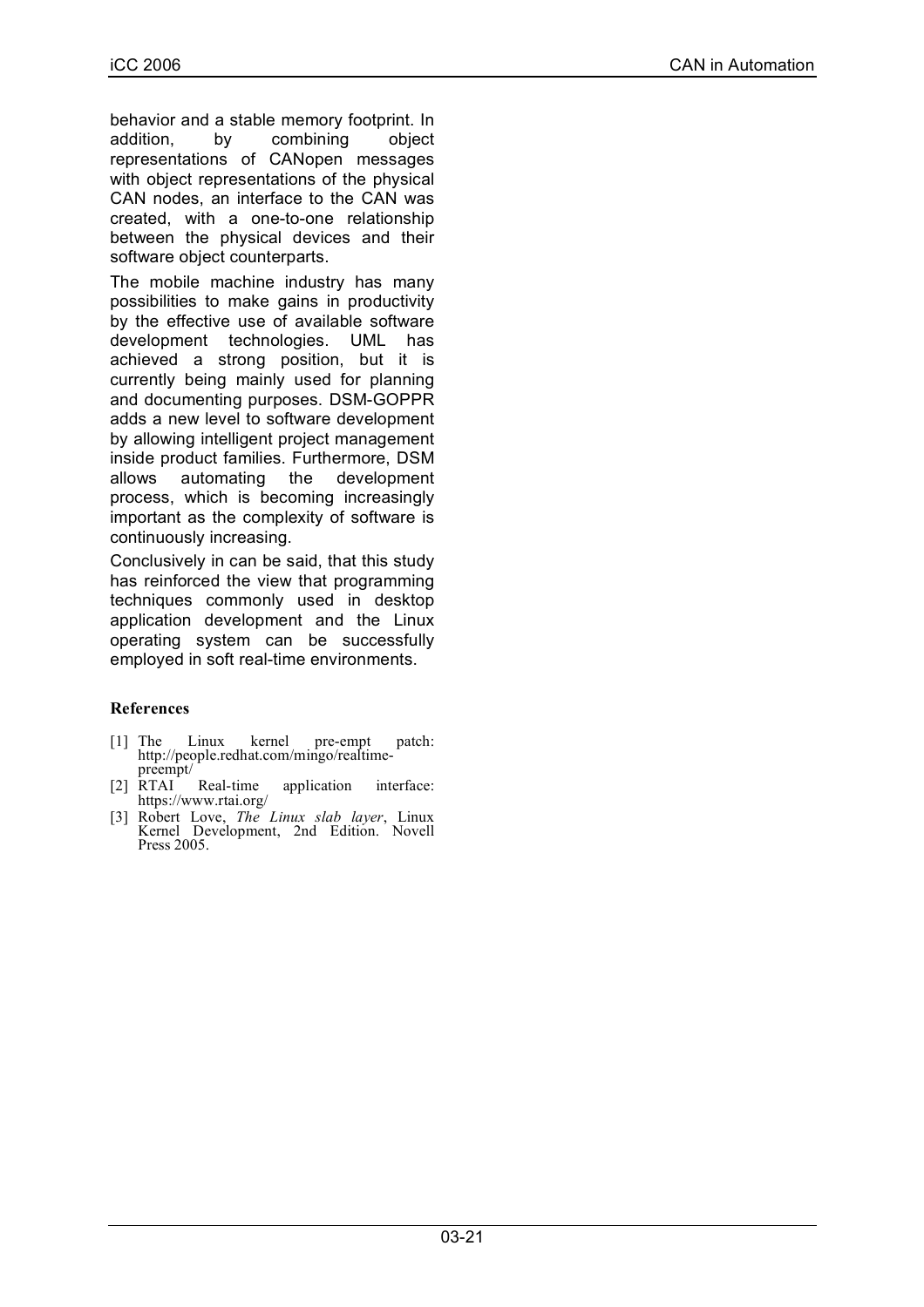behavior and a stable memory footprint. In addition, by combining object representations of CANopen messages with object representations of the physical CAN nodes, an interface to the CAN was created, with a one-to-one relationship between the physical devices and their software object counterparts.

The mobile machine industry has many possibilities to make gains in productivity by the effective use of available software development technologies. UML has achieved a strong position, but it is currently being mainly used for planning and documenting purposes. DSM-GOPPR adds a new level to software development by allowing intelligent project management inside product families. Furthermore, DSM allows automating the development process, which is becoming increasingly important as the complexity of software is continuously increasing.

Conclusively in can be said, that this study has reinforced the view that programming techniques commonly used in desktop application development and the Linux operating system can be successfully employed in soft real-time environments.

### References

[1] The Linux kernel pre-empt patch: http://people.redhat.com/mingo/realtime-preempt/

[2] RTAI Real-time application interface: https://www.rtai.org/

[3] Robert Love, *The Linux slab layer*, Linux Kernel Development, 2nd Edition. Novell Press 2005.